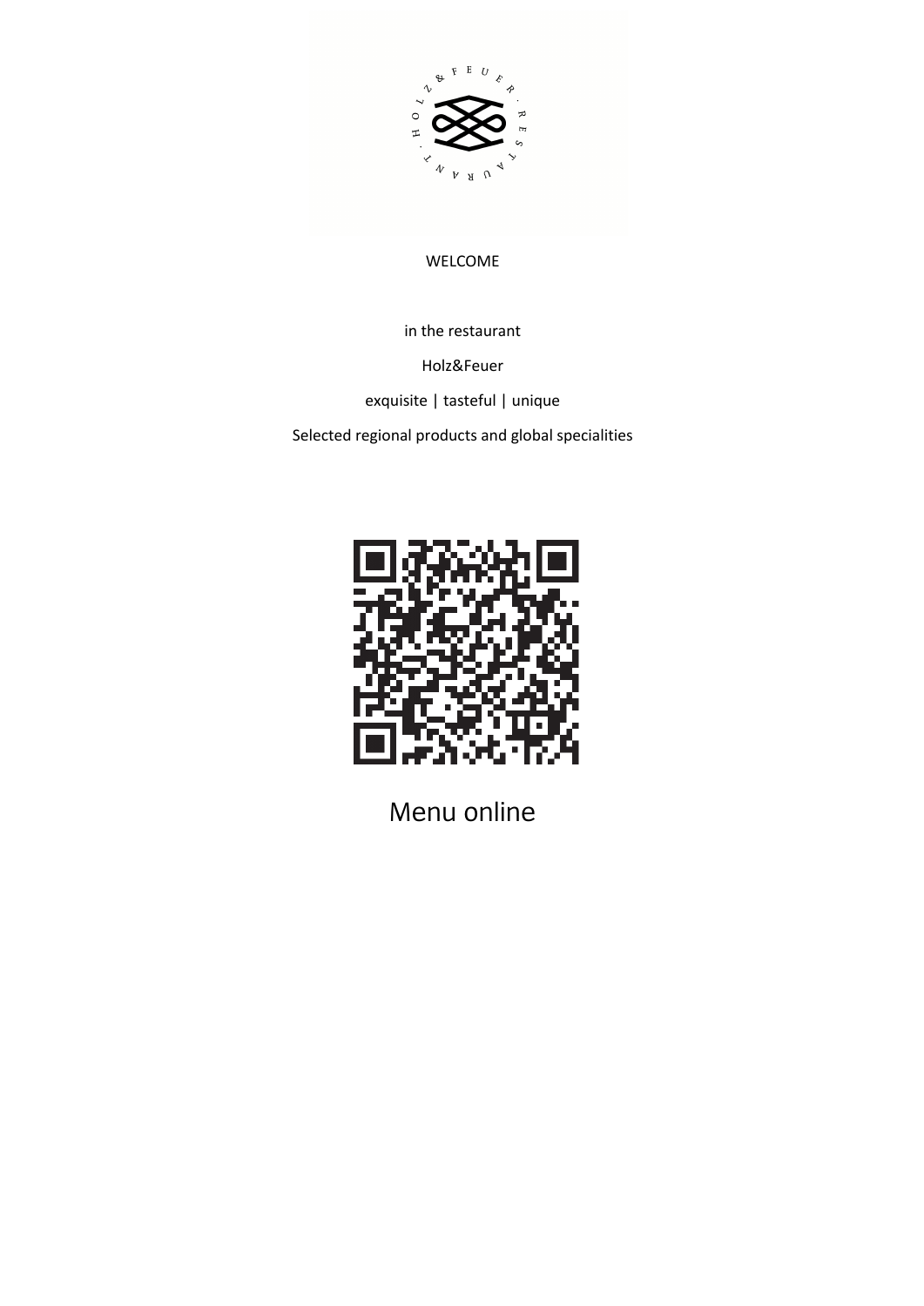WELCOME

in the restaurant

Holz&Feuer

exquisite | tasteful | unique

Selected regional products and global specialities

Menu online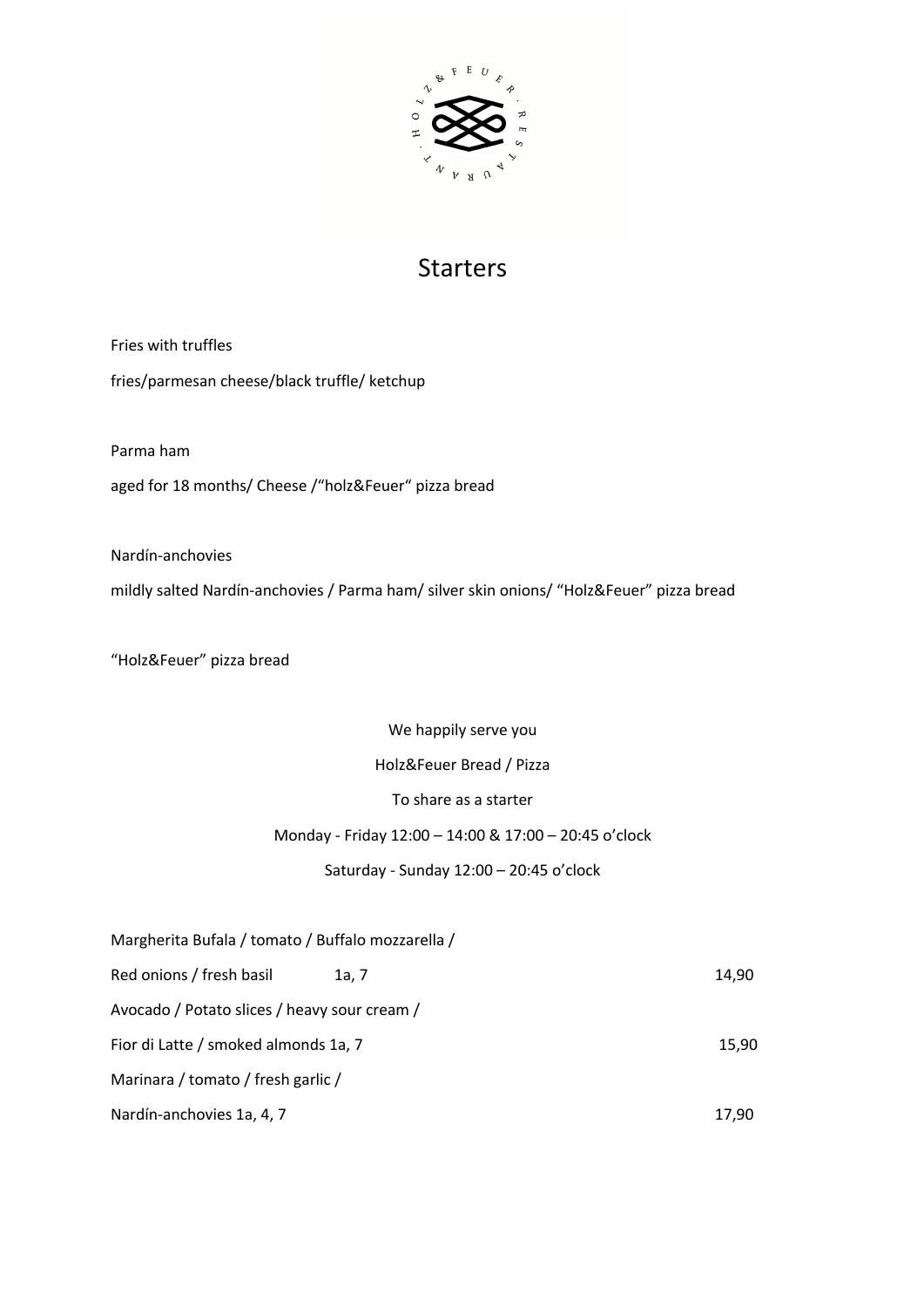# Starters

Fries with truffles

fries/parmesan cheese/black truffle/ ketchup

Parma ham

aged for 18 months/ Cheese /“holz&Feuer“ pizza bread

Nardín-anchovies

mildly salted Nardín-anchovies / Parma ham/ silver skin onions/ “Holz&Feuer” pizza bread

“Holz&Feuer” pizza bread

We happily serve you

Holz&Feuer Bread / Pizza

To share as a starter

Monday - Friday 12:00 – 14:00 & 17:00 – 20:45 o’clock

Saturday - Sunday 12:00 – 20:45 o’clock

Margherita Bufala / tomato / Buffalo mozzarella /
Red onions / fresh basil 1a, 7 — 14,90

Avocado / Potato slices / heavy sour cream /
Fior di Latte / smoked almonds 1a, 7 — 15,90

Marinara / tomato / fresh garlic /
Nardín-anchovies 1a, 4, 7 — 17,90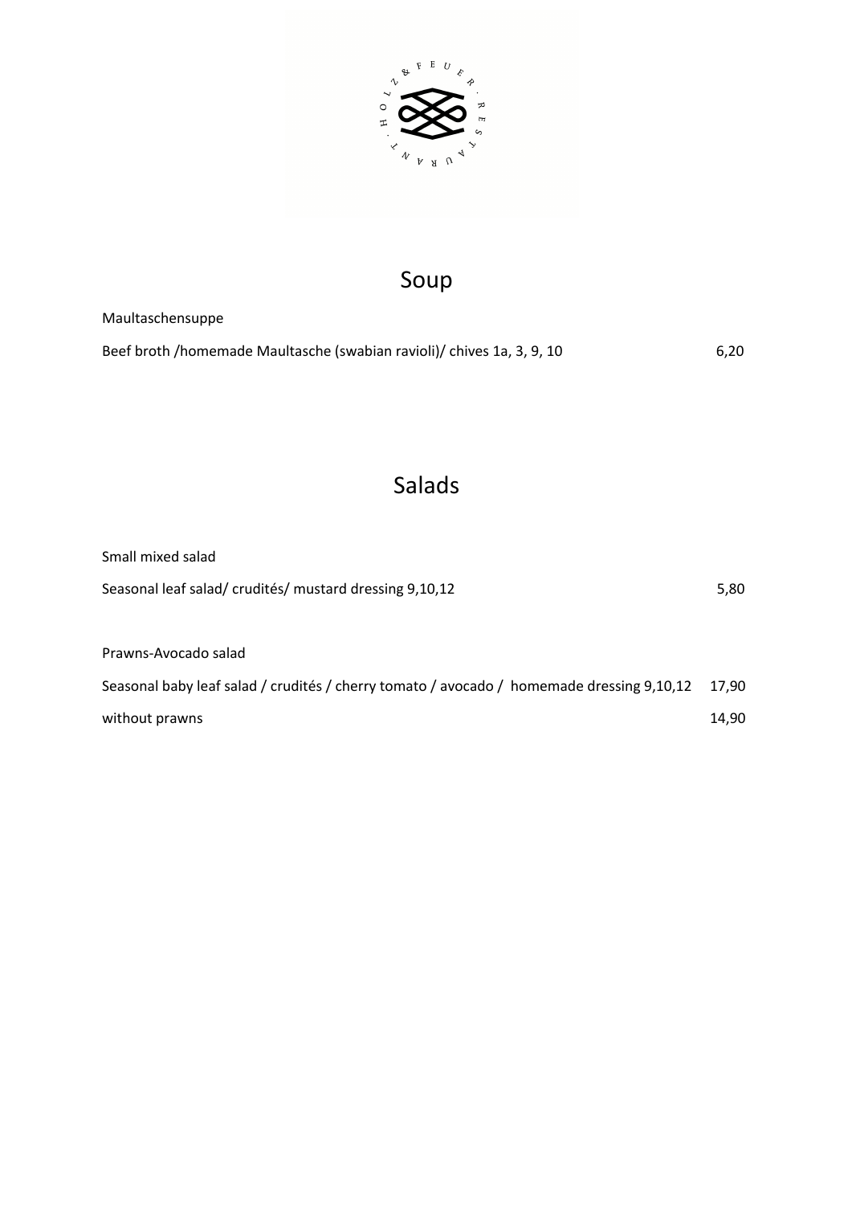## Soup

Maultaschensuppe

Beef broth /homemade Maultasche (swabian ravioli)/ chives 1a, 3, 9, 10 — 6,20

## Salads

Small mixed salad

Seasonal leaf salad/ crudités/ mustard dressing 9,10,12 — 5,80

Prawns-Avocado salad

Seasonal baby leaf salad / crudités / cherry tomato / avocado / homemade dressing 9,10,12 — 17,90

without prawns — 14,90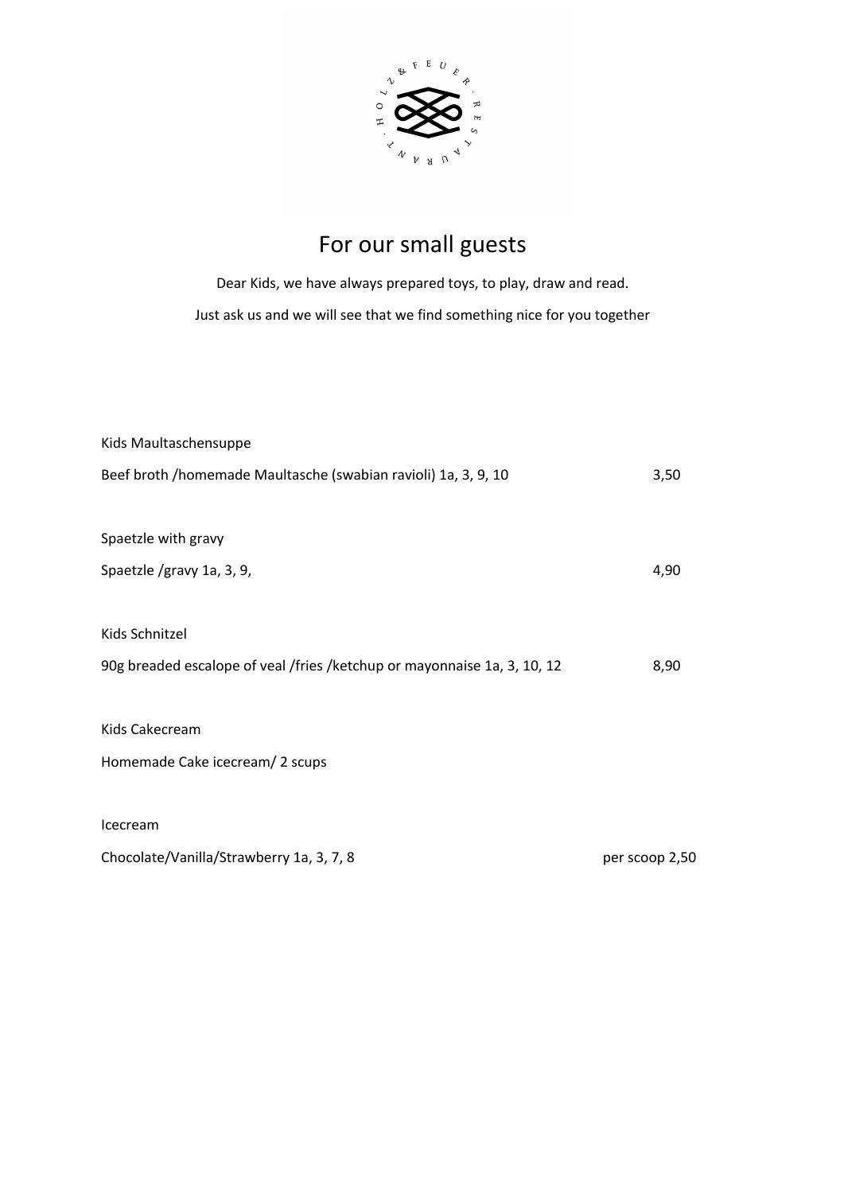# For our small guests

Dear Kids, we have always prepared toys, to play, draw and read.

Just ask us and we will see that we find something nice for you together

Kids Maultaschensuppe

Beef broth /homemade Maultasche (swabian ravioli) 1a, 3, 9, 10 3,50

Spaetzle with gravy

Spaetzle /gravy 1a, 3, 9, 4,90

Kids Schnitzel

90g breaded escalope of veal /fries /ketchup or mayonnaise 1a, 3, 10, 12 8,90

Kids Cakecream

Homemade Cake icecream/ 2 scups

Icecream

Chocolate/Vanilla/Strawberry 1a, 3, 7, 8 per scoop 2,50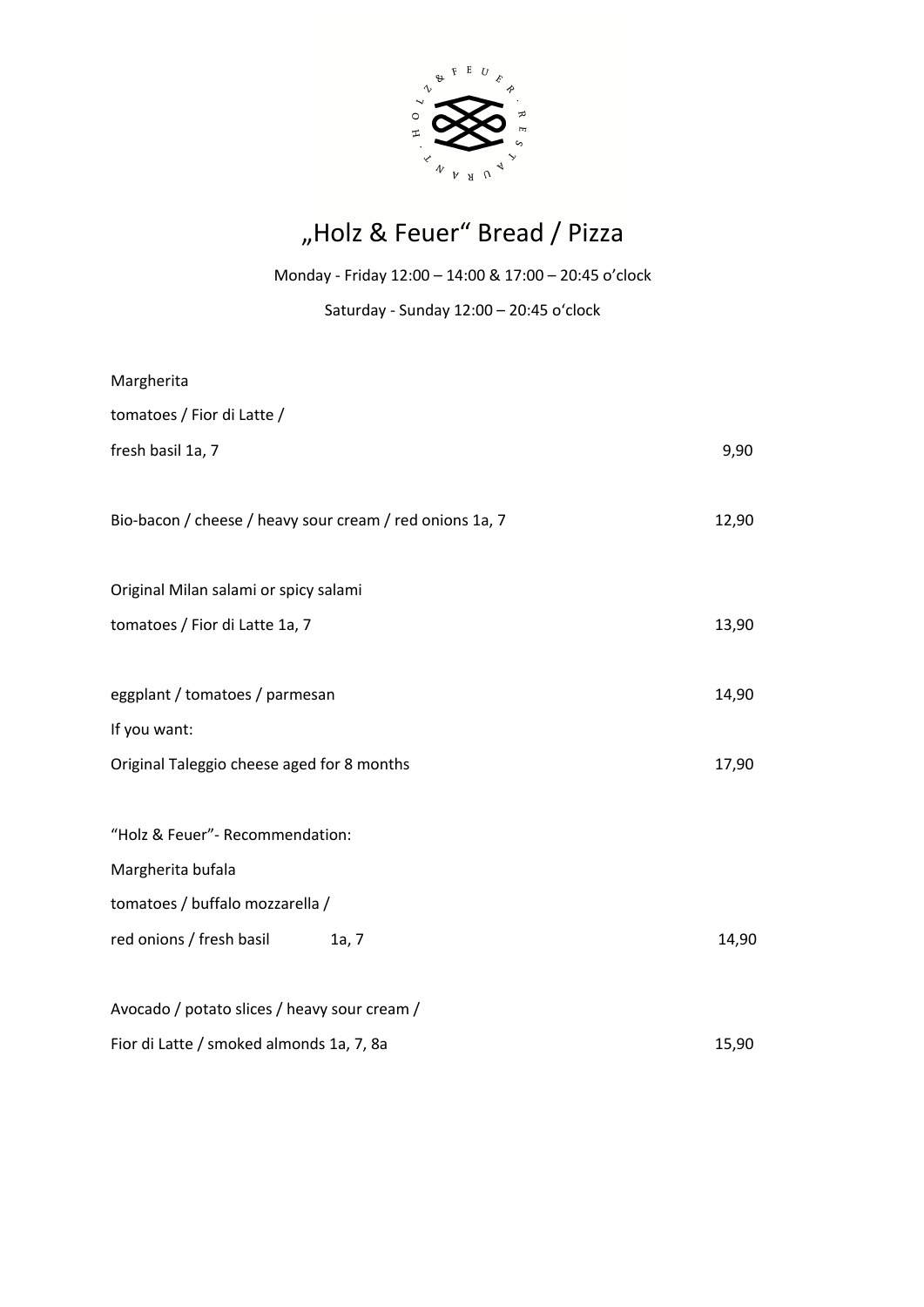# „Holz & Feuer" Bread / Pizza

Monday - Friday 12:00 – 14:00 & 17:00 – 20:45 o'clock

Saturday - Sunday 12:00 – 20:45 o'clock

Margherita
tomatoes / Fior di Latte /
fresh basil 1a, 7 — 9,90

Bio-bacon / cheese / heavy sour cream / red onions 1a, 7 — 12,90

Original Milan salami or spicy salami
tomatoes / Fior di Latte 1a, 7 — 13,90

eggplant / tomatoes / parmesan — 14,90
If you want:
Original Taleggio cheese aged for 8 months — 17,90

"Holz & Feuer"- Recommendation:
Margherita bufala
tomatoes / buffalo mozzarella /
red onions / fresh basil 1a, 7 — 14,90

Avocado / potato slices / heavy sour cream /
Fior di Latte / smoked almonds 1a, 7, 8a — 15,90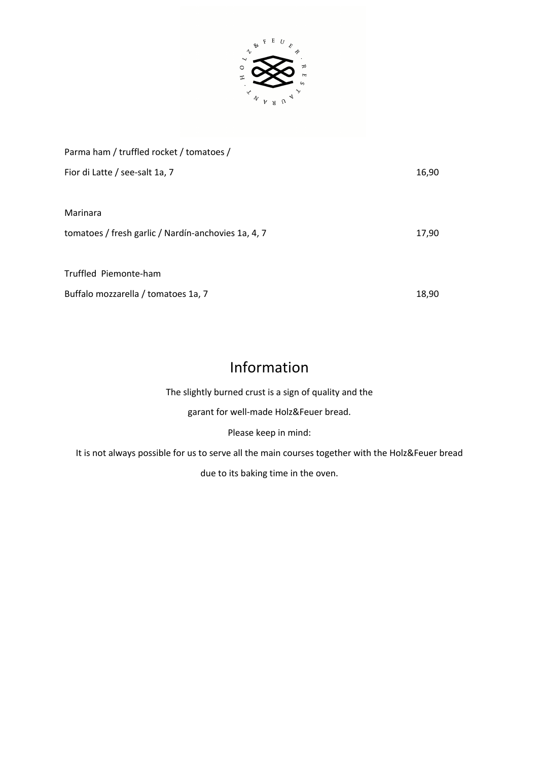Parma ham / truffled rocket / tomatoes /

Fior di Latte / see-salt 1a, 7 16,90

Marinara

tomatoes / fresh garlic / Nardín-anchovies 1a, 4, 7 17,90

Truffled Piemonte-ham

Buffalo mozzarella / tomatoes 1a, 7 18,90

## Information

The slightly burned crust is a sign of quality and the

garant for well-made Holz&Feuer bread.

Please keep in mind:

It is not always possible for us to serve all the main courses together with the Holz&Feuer bread

due to its baking time in the oven.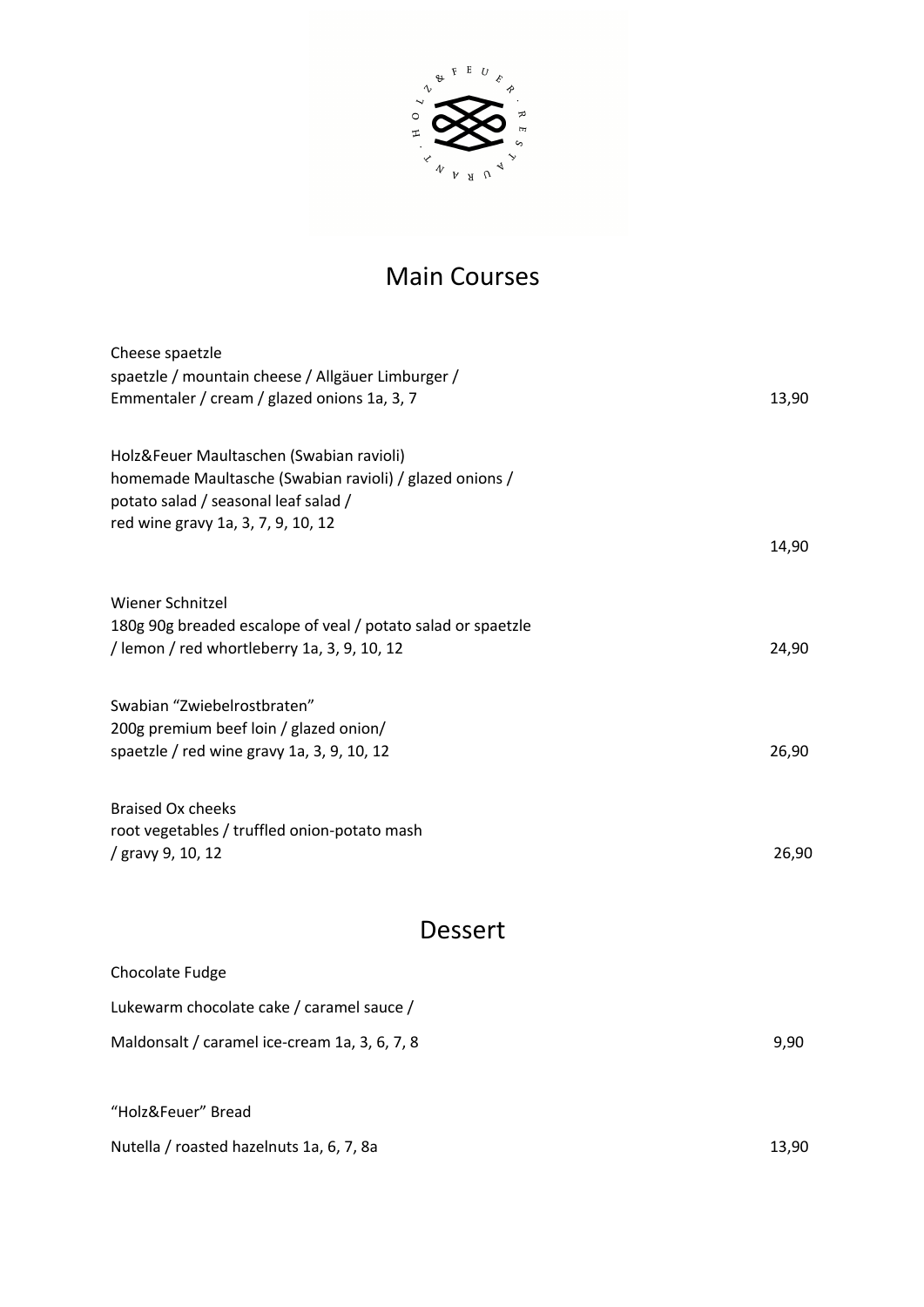## Main Courses

Cheese spaetzle
spaetzle / mountain cheese / Allgäuer Limburger /
Emmentaler / cream / glazed onions 1a, 3, 7 — 13,90

Holz&Feuer Maultaschen (Swabian ravioli)
homemade Maultasche (Swabian ravioli) / glazed onions /
potato salad / seasonal leaf salad /
red wine gravy 1a, 3, 7, 9, 10, 12 — 14,90

Wiener Schnitzel
180g 90g breaded escalope of veal / potato salad or spaetzle
/ lemon / red whortleberry 1a, 3, 9, 10, 12 — 24,90

Swabian "Zwiebelrostbraten"
200g premium beef loin / glazed onion/
spaetzle / red wine gravy 1a, 3, 9, 10, 12 — 26,90

Braised Ox cheeks
root vegetables / truffled onion-potato mash
/ gravy 9, 10, 12 — 26,90

## Dessert

Chocolate Fudge
Lukewarm chocolate cake / caramel sauce /
Maldonsalt / caramel ice-cream 1a, 3, 6, 7, 8 — 9,90

"Holz&Feuer" Bread
Nutella / roasted hazelnuts 1a, 6, 7, 8a — 13,90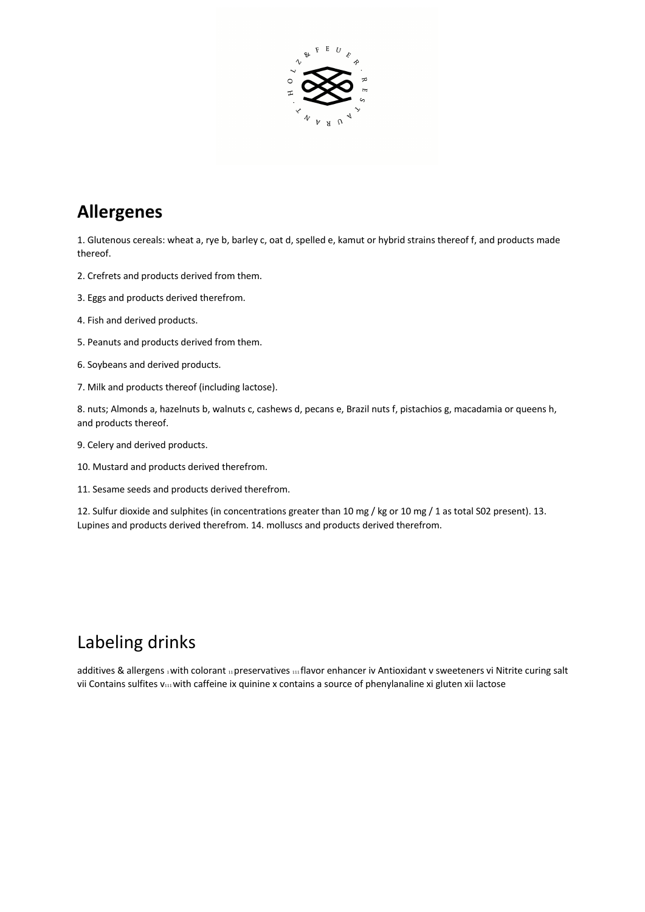# Allergenes

1. Glutenous cereals: wheat a, rye b, barley c, oat d, spelled e, kamut or hybrid strains thereof f, and products made thereof.

2. Crefrets and products derived from them.

3. Eggs and products derived therefrom.

4. Fish and derived products.

5. Peanuts and products derived from them.

6. Soybeans and derived products.

7. Milk and products thereof (including lactose).

8. nuts; Almonds a, hazelnuts b, walnuts c, cashews d, pecans e, Brazil nuts f, pistachios g, macadamia or queens h, and products thereof.

9. Celery and derived products.

10. Mustard and products derived therefrom.

11. Sesame seeds and products derived therefrom.

12. Sulfur dioxide and sulphites (in concentrations greater than 10 mg / kg or 10 mg / 1 as total S02 present). 13. Lupines and products derived therefrom. 14. molluscs and products derived therefrom.

# Labeling drinks

additives & allergens i with colorant ii preservatives iii flavor enhancer iv Antioxidant v sweeteners vi Nitrite curing salt vii Contains sulfites viii with caffeine ix quinine x contains a source of phenylanaline xi gluten xii lactose